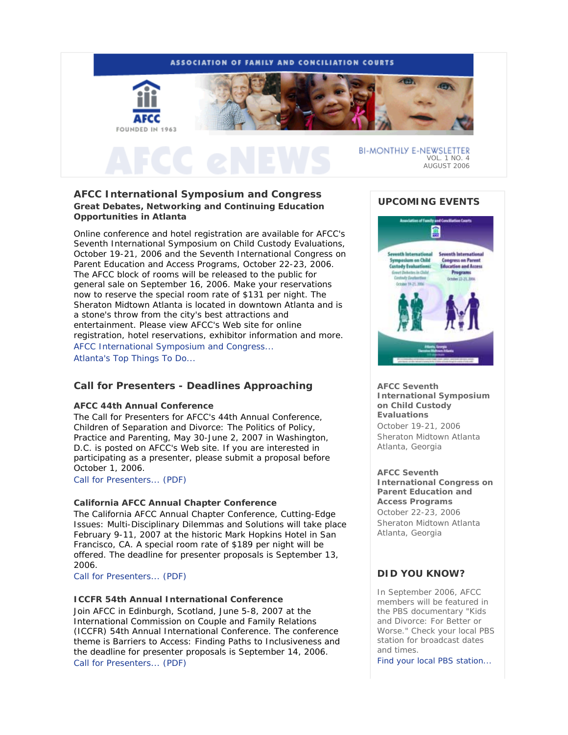ASSOCIATION OF FAMILY AND CONCILIATION COURTS

AFCC

FOUNDED IN 1963

# AFCC eNEWS

BI-MONTHLY E-NEWSLETTER
VOL. 1 NO. 4
AUGUST 2006

## AFCC International Symposium and Congress

**Great Debates, Networking and Continuing Education Opportunities in Atlanta**

Online conference and hotel registration are available for AFCC's Seventh International Symposium on Child Custody Evaluations, October 19-21, 2006 and the Seventh International Congress on Parent Education and Access Programs, October 22-23, 2006. The AFCC block of rooms will be released to the public for general sale on September 16, 2006. Make your reservations now to reserve the special room rate of $131 per night. The Sheraton Midtown Atlanta is located in downtown Atlanta and is a stone's throw from the city's best attractions and entertainment. Please view AFCC's Web site for online registration, hotel reservations, exhibitor information and more.

AFCC International Symposium and Congress...

Atlanta's Top Things To Do...

## Call for Presenters - Deadlines Approaching

### AFCC 44th Annual Conference

The Call for Presenters for AFCC's 44th Annual Conference, Children of Separation and Divorce: The Politics of Policy, Practice and Parenting, May 30-June 2, 2007 in Washington, D.C. is posted on AFCC's Web site. If you are interested in participating as a presenter, please submit a proposal before October 1, 2006.

Call for Presenters... (PDF)

### California AFCC Annual Chapter Conference

The California AFCC Annual Chapter Conference, Cutting-Edge Issues: Multi-Disciplinary Dilemmas and Solutions will take place February 9-11, 2007 at the historic Mark Hopkins Hotel in San Francisco, CA. A special room rate of $189 per night will be offered. The deadline for presenter proposals is September 13, 2006.

Call for Presenters... (PDF)

### ICCFR 54th Annual International Conference

Join AFCC in Edinburgh, Scotland, June 5-8, 2007 at the International Commission on Couple and Family Relations (ICCFR) 54th Annual International Conference. The conference theme is Barriers to Access: Finding Paths to Inclusiveness and the deadline for presenter proposals is September 14, 2006.

Call for Presenters... (PDF)

## UPCOMING EVENTS

**AFCC Seventh International Symposium on Child Custody Evaluations**
October 19-21, 2006
Sheraton Midtown Atlanta
Atlanta, Georgia

**AFCC Seventh International Congress on Parent Education and Access Programs**
October 22-23, 2006
Sheraton Midtown Atlanta
Atlanta, Georgia

## DID YOU KNOW?

In September 2006, AFCC members will be featured in the PBS documentary "Kids and Divorce: For Better or Worse." Check your local PBS station for broadcast dates and times.

Find your local PBS station...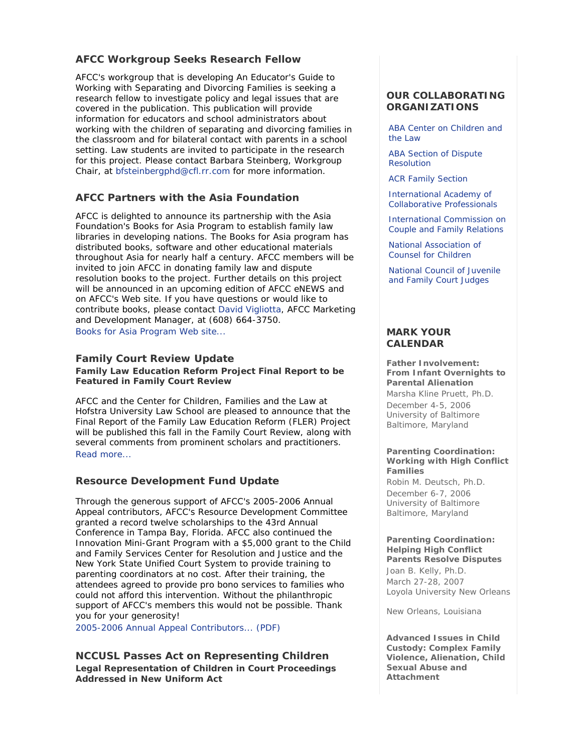## AFCC Workgroup Seeks Research Fellow

AFCC's workgroup that is developing An Educator's Guide to Working with Separating and Divorcing Families is seeking a research fellow to investigate policy and legal issues that are covered in the publication. This publication will provide information for educators and school administrators about working with the children of separating and divorcing families in the classroom and for bilateral contact with parents in a school setting. Law students are invited to participate in the research for this project. Please contact Barbara Steinberg, Workgroup Chair, at bfsteinbergphd@cfl.rr.com for more information.

## AFCC Partners with the Asia Foundation

AFCC is delighted to announce its partnership with the Asia Foundation's Books for Asia Program to establish family law libraries in developing nations. The Books for Asia program has distributed books, software and other educational materials throughout Asia for nearly half a century. AFCC members will be invited to join AFCC in donating family law and dispute resolution books to the project. Further details on this project will be announced in an upcoming edition of AFCC eNEWS and on AFCC's Web site. If you have questions or would like to contribute books, please contact David Vigliotta, AFCC Marketing and Development Manager, at (608) 664-3750.

Books for Asia Program Web site...

## Family Court Review Update

**Family Law Education Reform Project Final Report to be Featured in Family Court Review**

AFCC and the Center for Children, Families and the Law at Hofstra University Law School are pleased to announce that the Final Report of the Family Law Education Reform (FLER) Project will be published this fall in the Family Court Review, along with several comments from prominent scholars and practitioners.

Read more...

## Resource Development Fund Update

Through the generous support of AFCC's 2005-2006 Annual Appeal contributors, AFCC's Resource Development Committee granted a record twelve scholarships to the 43rd Annual Conference in Tampa Bay, Florida. AFCC also continued the Innovation Mini-Grant Program with a $5,000 grant to the Child and Family Services Center for Resolution and Justice and the New York State Unified Court System to provide training to parenting coordinators at no cost. After their training, the attendees agreed to provide pro bono services to families who could not afford this intervention. Without the philanthropic support of AFCC's members this would not be possible. Thank you for your generosity!

2005-2006 Annual Appeal Contributors... (PDF)

## NCCUSL Passes Act on Representing Children

**Legal Representation of Children in Court Proceedings Addressed in New Uniform Act**

## OUR COLLABORATING ORGANIZATIONS

- ABA Center on Children and the Law
- ABA Section of Dispute Resolution
- ACR Family Section
- International Academy of Collaborative Professionals
- International Commission on Couple and Family Relations
- National Association of Counsel for Children
- National Council of Juvenile and Family Court Judges

## MARK YOUR CALENDAR

**Father Involvement: From Infant Overnights to Parental Alienation**
Marsha Kline Pruett, Ph.D.
December 4-5, 2006
University of Baltimore
Baltimore, Maryland

**Parenting Coordination: Working with High Conflict Families**
Robin M. Deutsch, Ph.D.
December 6-7, 2006
University of Baltimore
Baltimore, Maryland

**Parenting Coordination: Helping High Conflict Parents Resolve Disputes**
Joan B. Kelly, Ph.D.
March 27-28, 2007
Loyola University New Orleans

New Orleans, Louisiana

**Advanced Issues in Child Custody: Complex Family Violence, Alienation, Child Sexual Abuse and Attachment**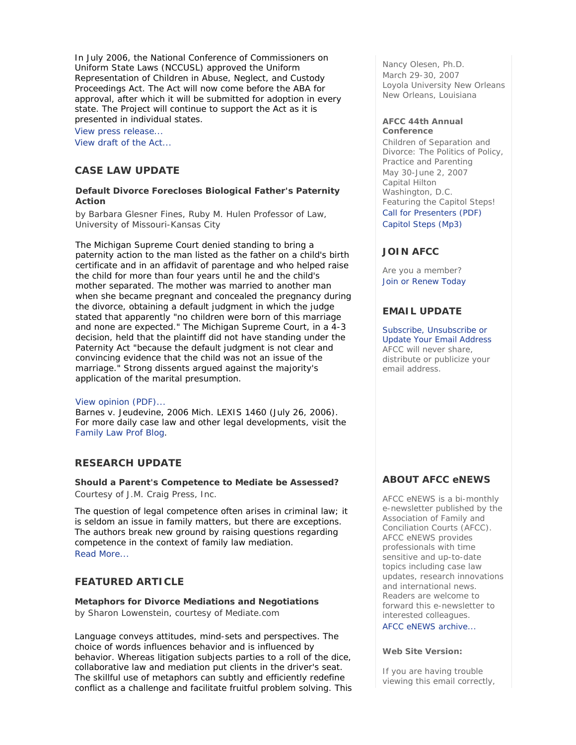In July 2006, the National Conference of Commissioners on Uniform State Laws (NCCUSL) approved the Uniform Representation of Children in Abuse, Neglect, and Custody Proceedings Act. The Act will now come before the ABA for approval, after which it will be submitted for adoption in every state. The Project will continue to support the Act as it is presented in individual states.

View press release...
View draft of the Act...

## CASE LAW UPDATE

**Default Divorce Forecloses Biological Father's Paternity Action**

by Barbara Glesner Fines, Ruby M. Hulen Professor of Law, University of Missouri-Kansas City

The Michigan Supreme Court denied standing to bring a paternity action to the man listed as the father on a child's birth certificate and in an affidavit of parentage and who helped raise the child for more than four years until he and the child's mother separated. The mother was married to another man when she became pregnant and concealed the pregnancy during the divorce, obtaining a default judgment in which the judge stated that apparently "no children were born of this marriage and none are expected." The Michigan Supreme Court, in a 4-3 decision, held that the plaintiff did not have standing under the Paternity Act "because the default judgment is not clear and convincing evidence that the child was not an issue of the marriage." Strong dissents argued against the majority's application of the marital presumption.

View opinion (PDF)...
Barnes v. Jeudevine, 2006 Mich. LEXIS 1460 (July 26, 2006).
For more daily case law and other legal developments, visit the Family Law Prof Blog.

## RESEARCH UPDATE

**Should a Parent's Competence to Mediate be Assessed?**
Courtesy of J.M. Craig Press, Inc.

The question of legal competence often arises in criminal law; it is seldom an issue in family matters, but there are exceptions. The authors break new ground by raising questions regarding competence in the context of family law mediation.
Read More...

## FEATURED ARTICLE

**Metaphors for Divorce Mediations and Negotiations**
by Sharon Lowenstein, courtesy of Mediate.com

Language conveys attitudes, mind-sets and perspectives. The choice of words influences behavior and is influenced by behavior. Whereas litigation subjects parties to a roll of the dice, collaborative law and mediation put clients in the driver's seat. The skillful use of metaphors can subtly and efficiently redefine conflict as a challenge and facilitate fruitful problem solving. This

Nancy Olesen, Ph.D.
March 29-30, 2007
Loyola University New Orleans
New Orleans, Louisiana

**AFCC 44th Annual Conference**
Children of Separation and Divorce: The Politics of Policy, Practice and Parenting
May 30-June 2, 2007
Capital Hilton
Washington, D.C.
Featuring the Capitol Steps!
Call for Presenters (PDF)
Capitol Steps (Mp3)

## JOIN AFCC

Are you a member?
Join or Renew Today

## EMAIL UPDATE

Subscribe, Unsubscribe or Update Your Email Address
AFCC will never share, distribute or publicize your email address.

## ABOUT AFCC eNEWS

AFCC eNEWS is a bi-monthly e-newsletter published by the Association of Family and Conciliation Courts (AFCC). AFCC eNEWS provides professionals with time sensitive and up-to-date topics including case law updates, research innovations and international news. Readers are welcome to forward this e-newsletter to interested colleagues.
AFCC eNEWS archive...

**Web Site Version:**

If you are having trouble viewing this email correctly,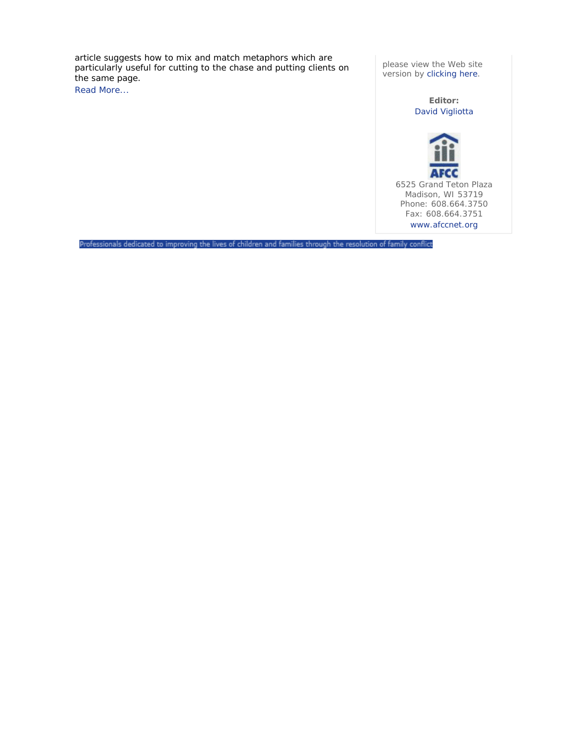article suggests how to mix and match metaphors which are particularly useful for cutting to the chase and putting clients on the same page.

Read More...

please view the Web site version by clicking here.

**Editor:**
David Vigliotta

AFCC
6525 Grand Teton Plaza
Madison, WI 53719
Phone: 608.664.3750
Fax: 608.664.3751
www.afccnet.org

Professionals dedicated to improving the lives of children and families through the resolution of family conflict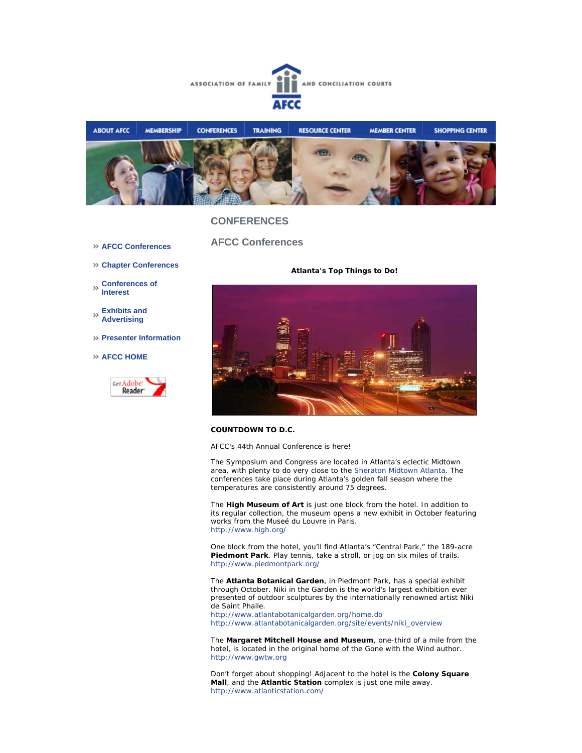ASSOCIATION OF FAMILY AND CONCILIATION COURTS

AFCC

ABOUT AFCC | MEMBERSHIP | CONFERENCES | TRAINING | RESOURCE CENTER | MEMBER CENTER | SHOPPING CENTER

» AFCC Conferences

» Chapter Conferences

» Conferences of Interest

» Exhibits and Advertising

» Presenter Information

» AFCC HOME

# CONFERENCES

## AFCC Conferences

**Atlanta's Top Things to Do!**

**COUNTDOWN TO D.C.**

AFCC's 44th Annual Conference is here!

The Symposium and Congress are located in Atlanta's eclectic Midtown area, with plenty to do very close to the Sheraton Midtown Atlanta. The conferences take place during Atlanta's golden fall season where the temperatures are consistently around 75 degrees.

The **High Museum of Art** is just one block from the hotel. In addition to its regular collection, the museum opens a new exhibit in October featuring works from the Museé du Louvre in Paris.
http://www.high.org/

One block from the hotel, you'll find Atlanta's "Central Park," the 189-acre **Piedmont Park**. Play tennis, take a stroll, or jog on six miles of trails.
http://www.piedmontpark.org/

The **Atlanta Botanical Garden**, in Piedmont Park, has a special exhibit through October. Niki in the Garden is the world's largest exhibition ever presented of outdoor sculptures by the internationally renowned artist Niki de Saint Phalle.
http://www.atlantabotanicalgarden.org/home.do
http://www.atlantabotanicalgarden.org/site/events/niki_overview

The **Margaret Mitchell House and Museum**, one-third of a mile from the hotel, is located in the original home of the Gone with the Wind author.
http://www.gwtw.org

Don't forget about shopping! Adjacent to the hotel is the **Colony Square Mall**, and the **Atlantic Station** complex is just one mile away.
http://www.atlanticstation.com/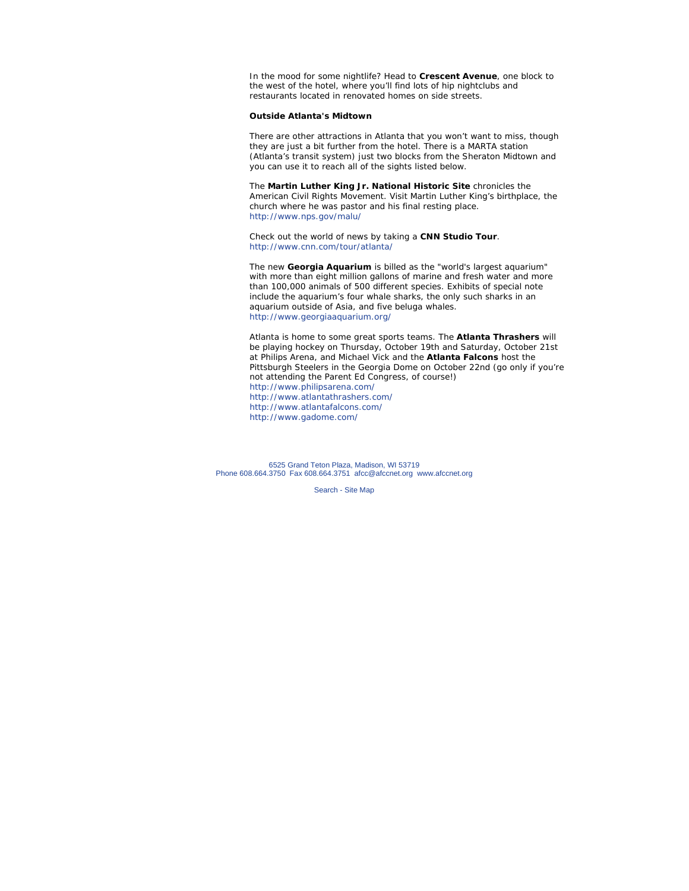In the mood for some nightlife? Head to **Crescent Avenue**, one block to the west of the hotel, where you'll find lots of hip nightclubs and restaurants located in renovated homes on side streets.

**Outside Atlanta's Midtown**

There are other attractions in Atlanta that you won't want to miss, though they are just a bit further from the hotel. There is a MARTA station (Atlanta's transit system) just two blocks from the Sheraton Midtown and you can use it to reach all of the sights listed below.

The **Martin Luther King Jr. National Historic Site** chronicles the American Civil Rights Movement. Visit Martin Luther King's birthplace, the church where he was pastor and his final resting place.
http://www.nps.gov/malu/

Check out the world of news by taking a **CNN Studio Tour**.
http://www.cnn.com/tour/atlanta/

The new **Georgia Aquarium** is billed as the "world's largest aquarium" with more than eight million gallons of marine and fresh water and more than 100,000 animals of 500 different species. Exhibits of special note include the aquarium's four whale sharks, the only such sharks in an aquarium outside of Asia, and five beluga whales.
http://www.georgiaaquarium.org/

Atlanta is home to some great sports teams. The **Atlanta Thrashers** will be playing hockey on Thursday, October 19th and Saturday, October 21st at Philips Arena, and Michael Vick and the **Atlanta Falcons** host the Pittsburgh Steelers in the Georgia Dome on October 22nd (go only if you're not attending the Parent Ed Congress, of course!)
http://www.philipsarena.com/
http://www.atlantathrashers.com/
http://www.atlantafalcons.com/
http://www.gadome.com/

6525 Grand Teton Plaza, Madison, WI 53719
Phone 608.664.3750 Fax 608.664.3751 afcc@afccnet.org www.afccnet.org

Search - Site Map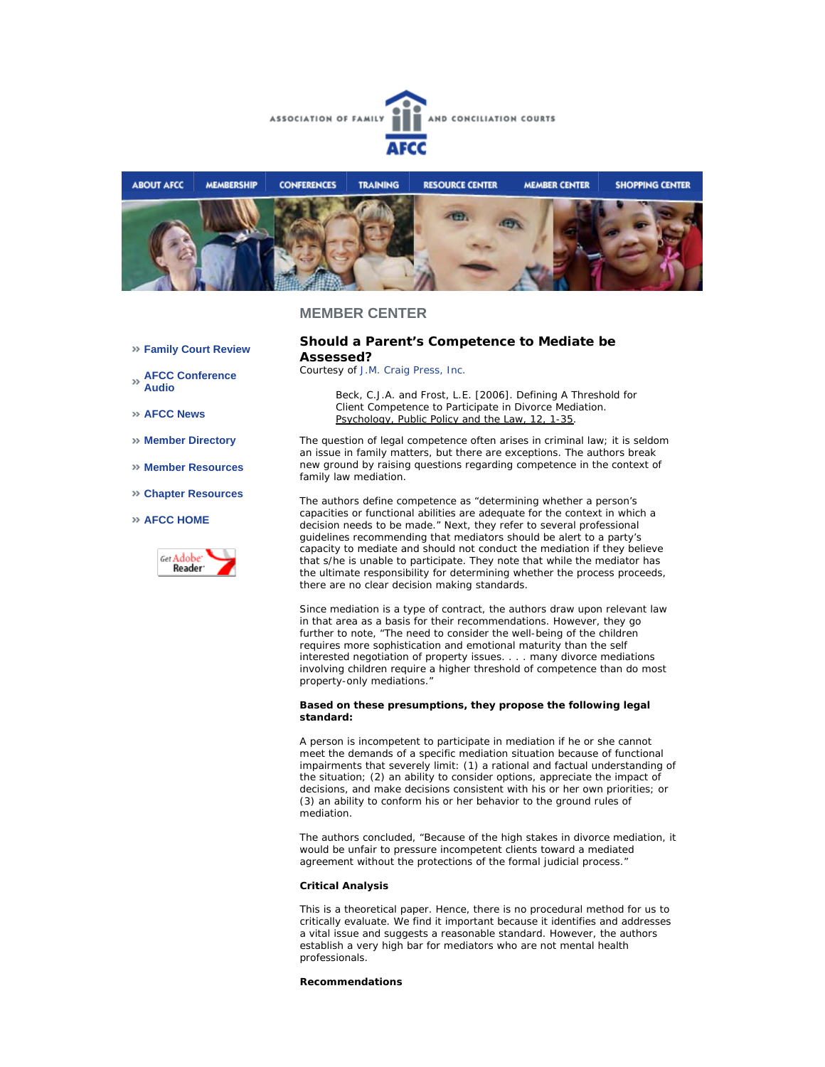ASSOCIATION OF FAMILY AND CONCILIATION COURTS

AFCC

ABOUT AFCC | MEMBERSHIP | CONFERENCES | TRAINING | RESOURCE CENTER | MEMBER CENTER | SHOPPING CENTER

» Family Court Review

» AFCC Conference Audio

» AFCC News

» Member Directory

» Member Resources

» Chapter Resources

» AFCC HOME

## MEMBER CENTER

### Should a Parent's Competence to Mediate be Assessed?

Courtesy of J.M. Craig Press, Inc.

> Beck, C.J.A. and Frost, L.E. [2006]. Defining A Threshold for Client Competence to Participate in Divorce Mediation. Psychology, Public Policy and the Law, 12, 1-35.

The question of legal competence often arises in criminal law; it is seldom an issue in family matters, but there are exceptions. The authors break new ground by raising questions regarding competence in the context of family law mediation.

The authors define competence as "determining whether a person's capacities or functional abilities are adequate for the context in which a decision needs to be made." Next, they refer to several professional guidelines recommending that mediators should be alert to a party's capacity to mediate and should not conduct the mediation if they believe that s/he is unable to participate. They note that while the mediator has the ultimate responsibility for determining whether the process proceeds, there are no clear decision making standards.

Since mediation is a type of contract, the authors draw upon relevant law in that area as a basis for their recommendations. However, they go further to note, "The need to consider the well-being of the children requires more sophistication and emotional maturity than the self interested negotiation of property issues. . . . many divorce mediations involving children require a higher threshold of competence than do most property-only mediations."

**Based on these presumptions, they propose the following legal standard:**

A person is incompetent to participate in mediation if he or she cannot meet the demands of a specific mediation situation because of functional impairments that severely limit: (1) a rational and factual understanding of the situation; (2) an ability to consider options, appreciate the impact of decisions, and make decisions consistent with his or her own priorities; or (3) an ability to conform his or her behavior to the ground rules of mediation.

The authors concluded, "Because of the high stakes in divorce mediation, it would be unfair to pressure incompetent clients toward a mediated agreement without the protections of the formal judicial process."

**Critical Analysis**

This is a theoretical paper. Hence, there is no procedural method for us to critically evaluate. We find it important because it identifies and addresses a vital issue and suggests a reasonable standard. However, the authors establish a very high bar for mediators who are not mental health professionals.

**Recommendations**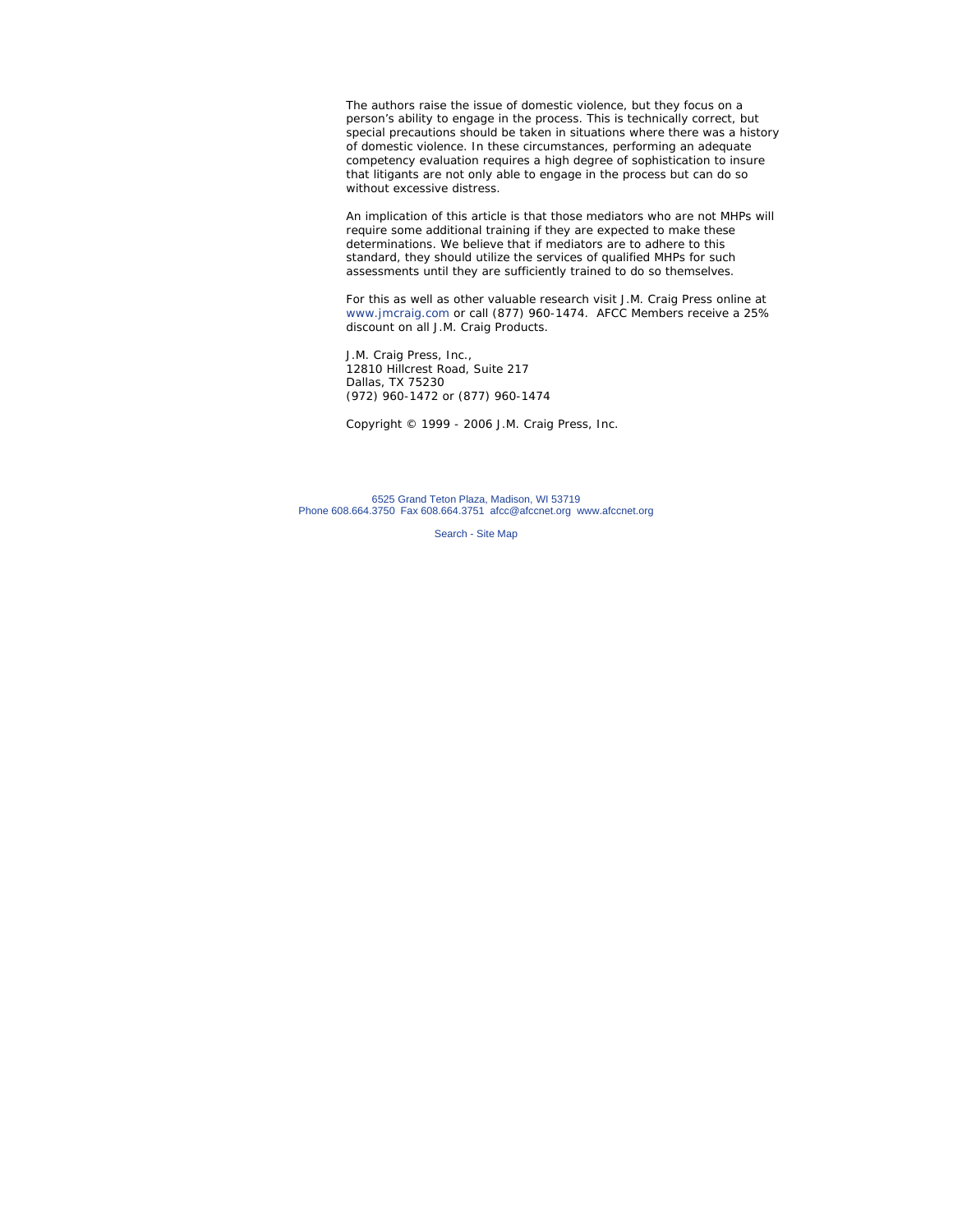The authors raise the issue of domestic violence, but they focus on a person's ability to engage in the process. This is technically correct, but special precautions should be taken in situations where there was a history of domestic violence. In these circumstances, performing an adequate competency evaluation requires a high degree of sophistication to insure that litigants are not only able to engage in the process but can do so without excessive distress.

An implication of this article is that those mediators who are not MHPs will require some additional training if they are expected to make these determinations. We believe that if mediators are to adhere to this standard, they should utilize the services of qualified MHPs for such assessments until they are sufficiently trained to do so themselves.

For this as well as other valuable research visit J.M. Craig Press online at www.jmcraig.com or call (877) 960-1474. AFCC Members receive a 25% discount on all J.M. Craig Products.

J.M. Craig Press, Inc.,
12810 Hillcrest Road, Suite 217
Dallas, TX 75230
(972) 960-1472 or (877) 960-1474

Copyright © 1999 - 2006 J.M. Craig Press, Inc.

6525 Grand Teton Plaza, Madison, WI 53719
Phone 608.664.3750 Fax 608.664.3751 afcc@afccnet.org www.afccnet.org

Search - Site Map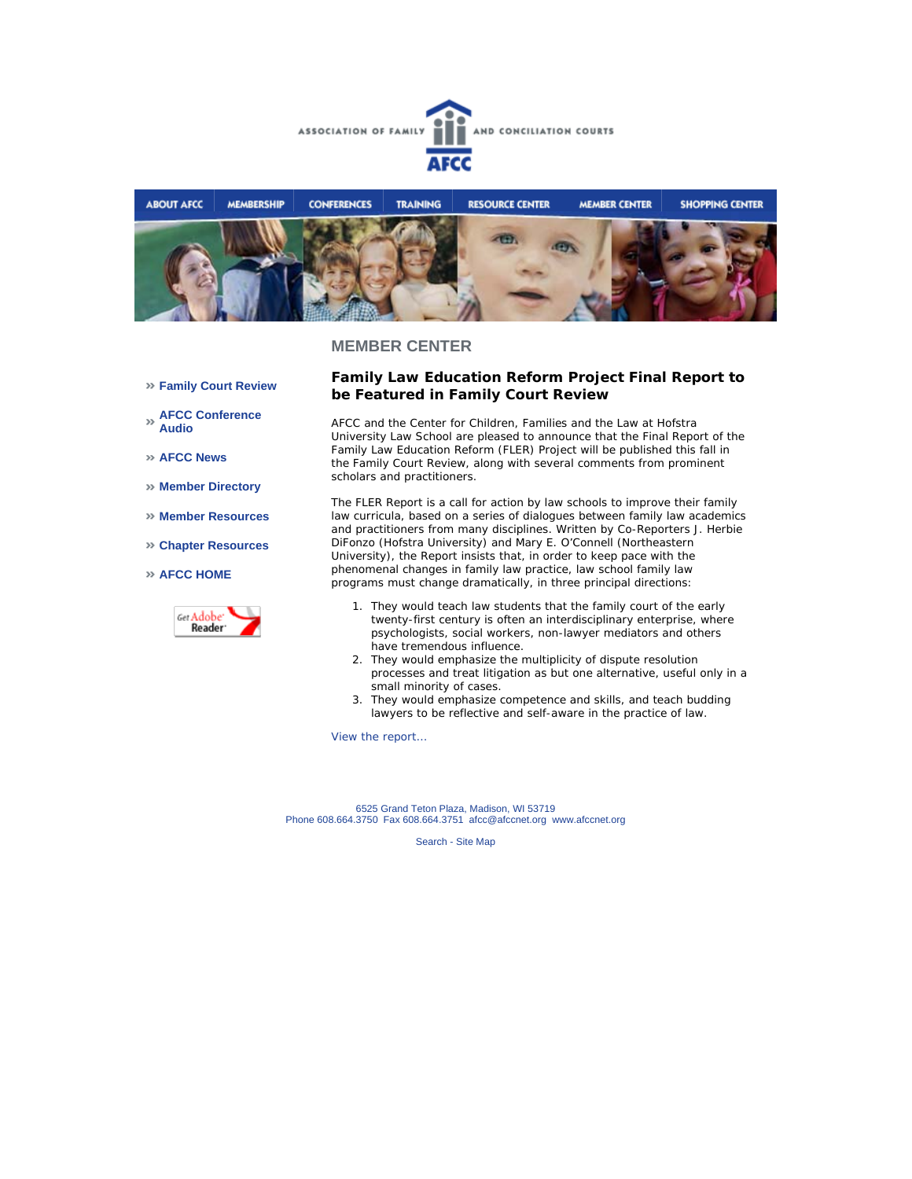ASSOCIATION OF FAMILY AND CONCILIATION COURTS

AFCC

ABOUT AFCC | MEMBERSHIP | CONFERENCES | TRAINING | RESOURCE CENTER | MEMBER CENTER | SHOPPING CENTER

## MEMBER CENTER

- » Family Court Review
- » AFCC Conference Audio
- » AFCC News
- » Member Directory
- » Member Resources
- » Chapter Resources
- » AFCC HOME

### Family Law Education Reform Project Final Report to be Featured in Family Court Review

AFCC and the Center for Children, Families and the Law at Hofstra University Law School are pleased to announce that the Final Report of the Family Law Education Reform (FLER) Project will be published this fall in the Family Court Review, along with several comments from prominent scholars and practitioners.

The FLER Report is a call for action by law schools to improve their family law curricula, based on a series of dialogues between family law academics and practitioners from many disciplines. Written by Co-Reporters J. Herbie DiFonzo (Hofstra University) and Mary E. O'Connell (Northeastern University), the Report insists that, in order to keep pace with the phenomenal changes in family law practice, law school family law programs must change dramatically, in three principal directions:

1. They would teach law students that the family court of the early twenty-first century is often an interdisciplinary enterprise, where psychologists, social workers, non-lawyer mediators and others have tremendous influence.
2. They would emphasize the multiplicity of dispute resolution processes and treat litigation as but one alternative, useful only in a small minority of cases.
3. They would emphasize competence and skills, and teach budding lawyers to be reflective and self-aware in the practice of law.

View the report...

6525 Grand Teton Plaza, Madison, WI 53719
Phone 608.664.3750 Fax 608.664.3751 afcc@afccnet.org www.afccnet.org

Search - Site Map